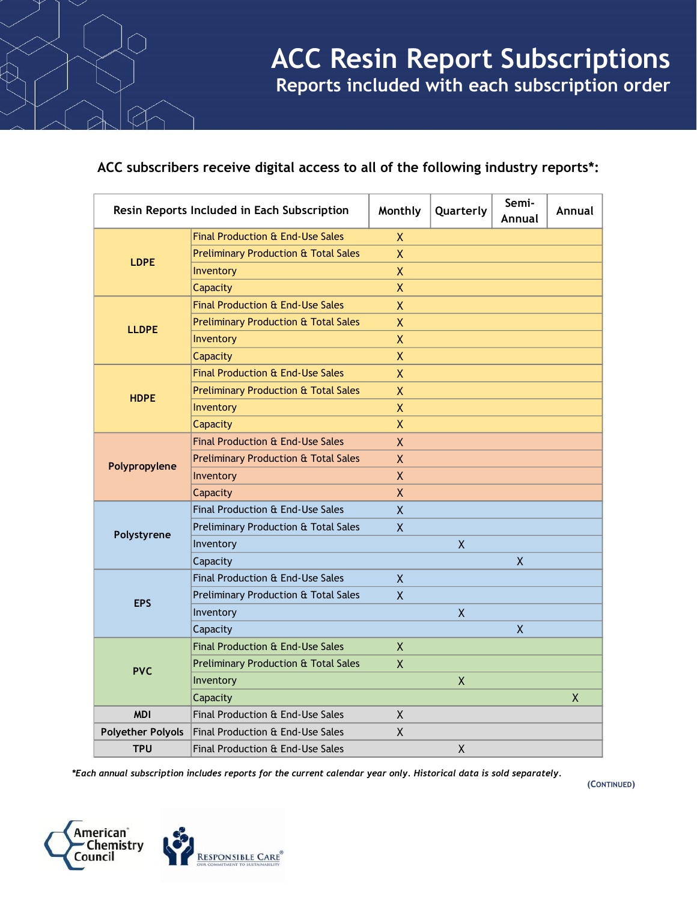# ACC Resin Report Subscriptions

## Reports included with each subscription order

**ACC subscribers receive digital access to all of the following industry reports*:**

| Resin Reports Included in Each Subscription | | Monthly | Quarterly | Semi-Annual | Annual |
|---|---|---|---|---|---|
| **LDPE** | Final Production & End-Use Sales | X | | | |
| | Preliminary Production & Total Sales | X | | | |
| | Inventory | X | | | |
| | Capacity | X | | | |
| **LLDPE** | Final Production & End-Use Sales | X | | | |
| | Preliminary Production & Total Sales | X | | | |
| | Inventory | X | | | |
| | Capacity | X | | | |
| **HDPE** | Final Production & End-Use Sales | X | | | |
| | Preliminary Production & Total Sales | X | | | |
| | Inventory | X | | | |
| | Capacity | X | | | |
| **Polypropylene** | Final Production & End-Use Sales | X | | | |
| | Preliminary Production & Total Sales | X | | | |
| | Inventory | X | | | |
| | Capacity | X | | | |
| **Polystyrene** | Final Production & End-Use Sales | X | | | |
| | Preliminary Production & Total Sales | X | | | |
| | Inventory | | X | | |
| | Capacity | | | X | |
| **EPS** | Final Production & End-Use Sales | X | | | |
| | Preliminary Production & Total Sales | X | | | |
| | Inventory | | X | | |
| | Capacity | | | X | |
| **PVC** | Final Production & End-Use Sales | X | | | |
| | Preliminary Production & Total Sales | X | | | |
| | Inventory | | X | | |
| | Capacity | | | | X |
| **MDI** | Final Production & End-Use Sales | X | | | |
| **Polyether Polyols** | Final Production & End-Use Sales | X | | | |
| **TPU** | Final Production & End-Use Sales | | X | | |

*\*Each annual subscription includes reports for the current calendar year only. Historical data is sold separately.*

(CONTINUED)

American Chemistry Council

Responsible Care® — Our Commitment to Sustainability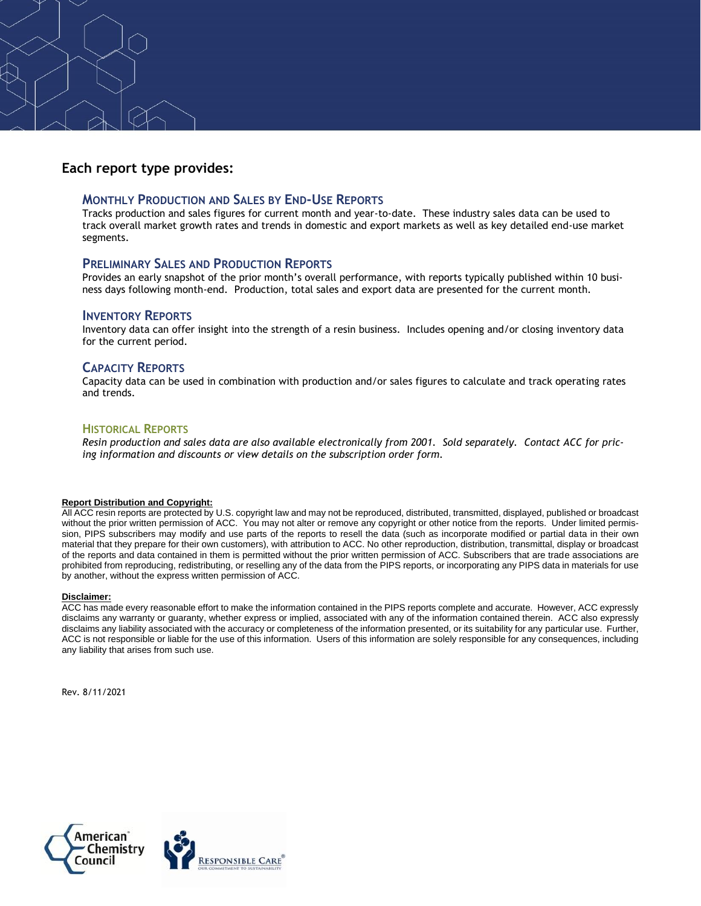## Each report type provides:

### Monthly Production and Sales by End-Use Reports

Tracks production and sales figures for current month and year-to-date. These industry sales data can be used to track overall market growth rates and trends in domestic and export markets as well as key detailed end-use market segments.

### Preliminary Sales and Production Reports

Provides an early snapshot of the prior month's overall performance, with reports typically published within 10 business days following month-end. Production, total sales and export data are presented for the current month.

### Inventory Reports

Inventory data can offer insight into the strength of a resin business. Includes opening and/or closing inventory data for the current period.

### Capacity Reports

Capacity data can be used in combination with production and/or sales figures to calculate and track operating rates and trends.

### Historical Reports

*Resin production and sales data are also available electronically from 2001. Sold separately. Contact ACC for pricing information and discounts or view details on the subscription order form.*

**Report Distribution and Copyright:**

All ACC resin reports are protected by U.S. copyright law and may not be reproduced, distributed, transmitted, displayed, published or broadcast without the prior written permission of ACC. You may not alter or remove any copyright or other notice from the reports. Under limited permission, PIPS subscribers may modify and use parts of the reports to resell the data (such as incorporate modified or partial data in their own material that they prepare for their own customers), with attribution to ACC. No other reproduction, distribution, transmittal, display or broadcast of the reports and data contained in them is permitted without the prior written permission of ACC. Subscribers that are trade associations are prohibited from reproducing, redistributing, or reselling any of the data from the PIPS reports, or incorporating any PIPS data in materials for use by another, without the express written permission of ACC.

**Disclaimer:**

ACC has made every reasonable effort to make the information contained in the PIPS reports complete and accurate. However, ACC expressly disclaims any warranty or guaranty, whether express or implied, associated with any of the information contained therein. ACC also expressly disclaims any liability associated with the accuracy or completeness of the information presented, or its suitability for any particular use. Further, ACC is not responsible or liable for the use of this information. Users of this information are solely responsible for any consequences, including any liability that arises from such use.

Rev. 8/11/2021

American Chemistry Council

Responsible Care® Our Commitment to Sustainability